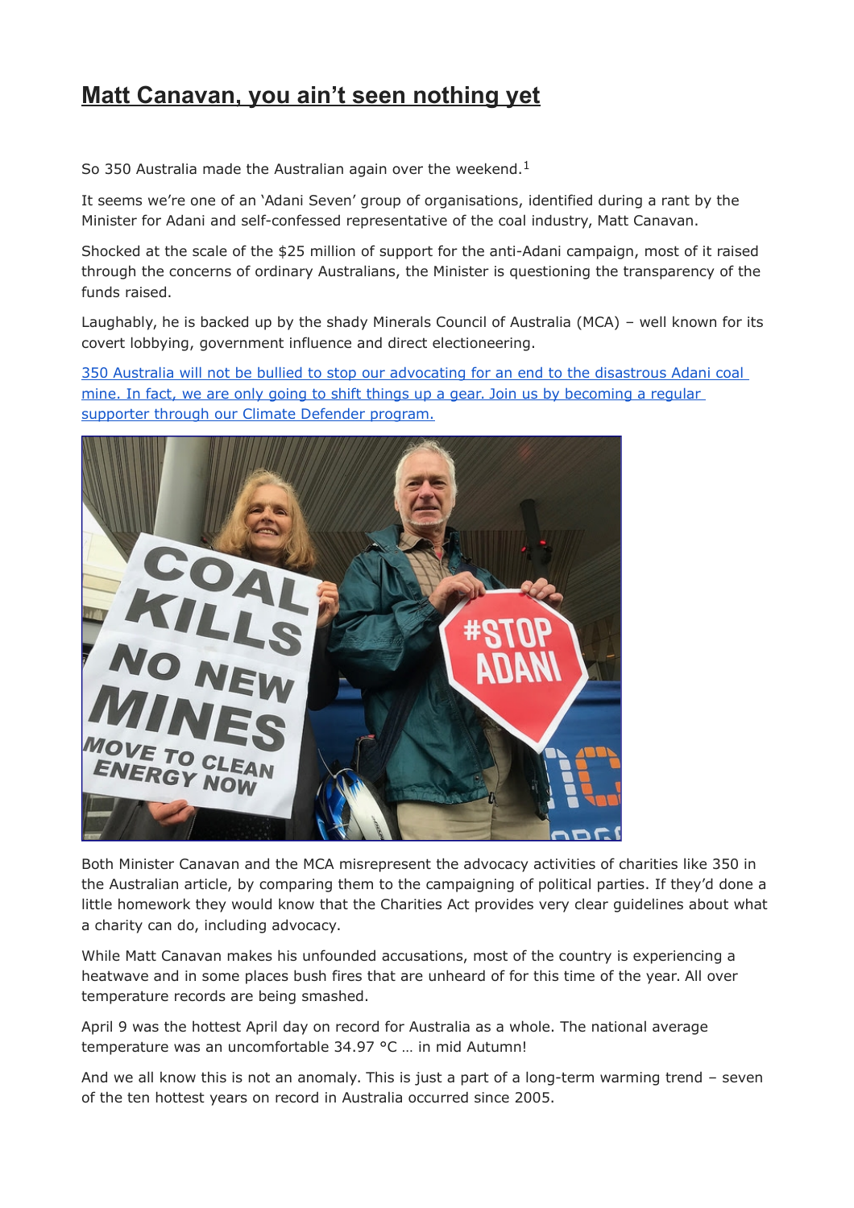# Matt Canavan, you ain't seen nothing yet

So 350 Australia made the Australian again over the weekend.[1]

It seems we're one of an 'Adani Seven' group of organisations, identified during a rant by the Minister for Adani and self-confessed representative of the coal industry, Matt Canavan.

Shocked at the scale of the $25 million of support for the anti-Adani campaign, most of it raised through the concerns of ordinary Australians, the Minister is questioning the transparency of the funds raised.

Laughably, he is backed up by the shady Minerals Council of Australia (MCA) – well known for its covert lobbying, government influence and direct electioneering.

350 Australia will not be bullied to stop our advocating for an end to the disastrous Adani coal mine. In fact, we are only going to shift things up a gear. Join us by becoming a regular supporter through our Climate Defender program.

Both Minister Canavan and the MCA misrepresent the advocacy activities of charities like 350 in the Australian article, by comparing them to the campaigning of political parties. If they'd done a little homework they would know that the Charities Act provides very clear guidelines about what a charity can do, including advocacy.

While Matt Canavan makes his unfounded accusations, most of the country is experiencing a heatwave and in some places bush fires that are unheard of for this time of the year. All over temperature records are being smashed.

April 9 was the hottest April day on record for Australia as a whole. The national average temperature was an uncomfortable 34.97 °C … in mid Autumn!

And we all know this is not an anomaly. This is just a part of a long-term warming trend – seven of the ten hottest years on record in Australia occurred since 2005.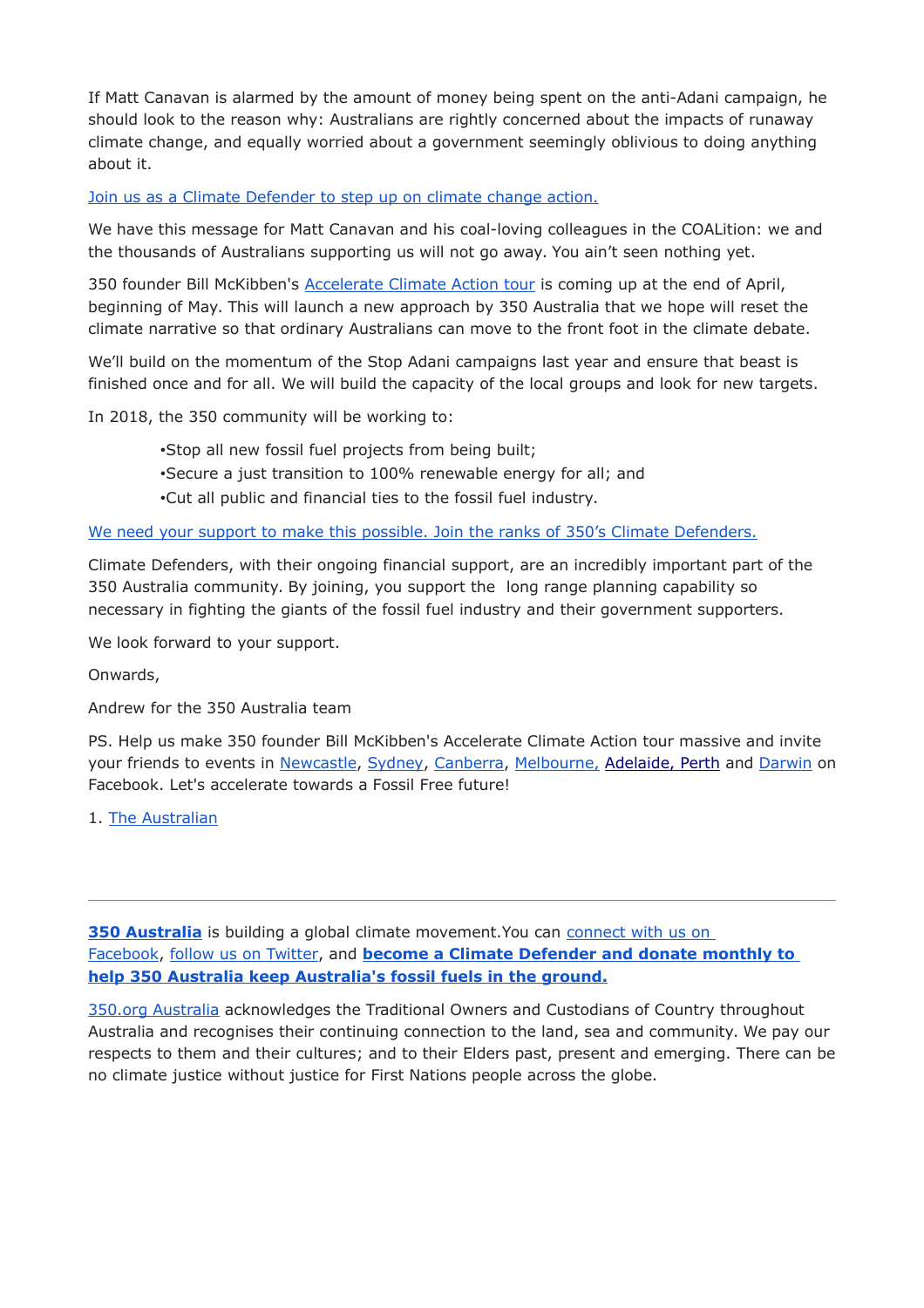If Matt Canavan is alarmed by the amount of money being spent on the anti-Adani campaign, he should look to the reason why: Australians are rightly concerned about the impacts of runaway climate change, and equally worried about a government seemingly oblivious to doing anything about it.

Join us as a Climate Defender to step up on climate change action.

We have this message for Matt Canavan and his coal-loving colleagues in the COALition: we and the thousands of Australians supporting us will not go away. You ain't seen nothing yet.

350 founder Bill McKibben's Accelerate Climate Action tour is coming up at the end of April, beginning of May. This will launch a new approach by 350 Australia that we hope will reset the climate narrative so that ordinary Australians can move to the front foot in the climate debate.

We'll build on the momentum of the Stop Adani campaigns last year and ensure that beast is finished once and for all. We will build the capacity of the local groups and look for new targets.

In 2018, the 350 community will be working to:

- Stop all new fossil fuel projects from being built;
- Secure a just transition to 100% renewable energy for all; and
- Cut all public and financial ties to the fossil fuel industry.

We need your support to make this possible. Join the ranks of 350's Climate Defenders.

Climate Defenders, with their ongoing financial support, are an incredibly important part of the 350 Australia community. By joining, you support the long range planning capability so necessary in fighting the giants of the fossil fuel industry and their government supporters.

We look forward to your support.

Onwards,

Andrew for the 350 Australia team

PS. Help us make 350 founder Bill McKibben's Accelerate Climate Action tour massive and invite your friends to events in Newcastle, Sydney, Canberra, Melbourne, Adelaide, Perth and Darwin on Facebook. Let's accelerate towards a Fossil Free future!

1. The Australian

---

**350 Australia** is building a global climate movement.You can connect with us on Facebook, follow us on Twitter, and **become a Climate Defender and donate monthly to help 350 Australia keep Australia's fossil fuels in the ground.**

350.org Australia acknowledges the Traditional Owners and Custodians of Country throughout Australia and recognises their continuing connection to the land, sea and community. We pay our respects to them and their cultures; and to their Elders past, present and emerging. There can be no climate justice without justice for First Nations people across the globe.